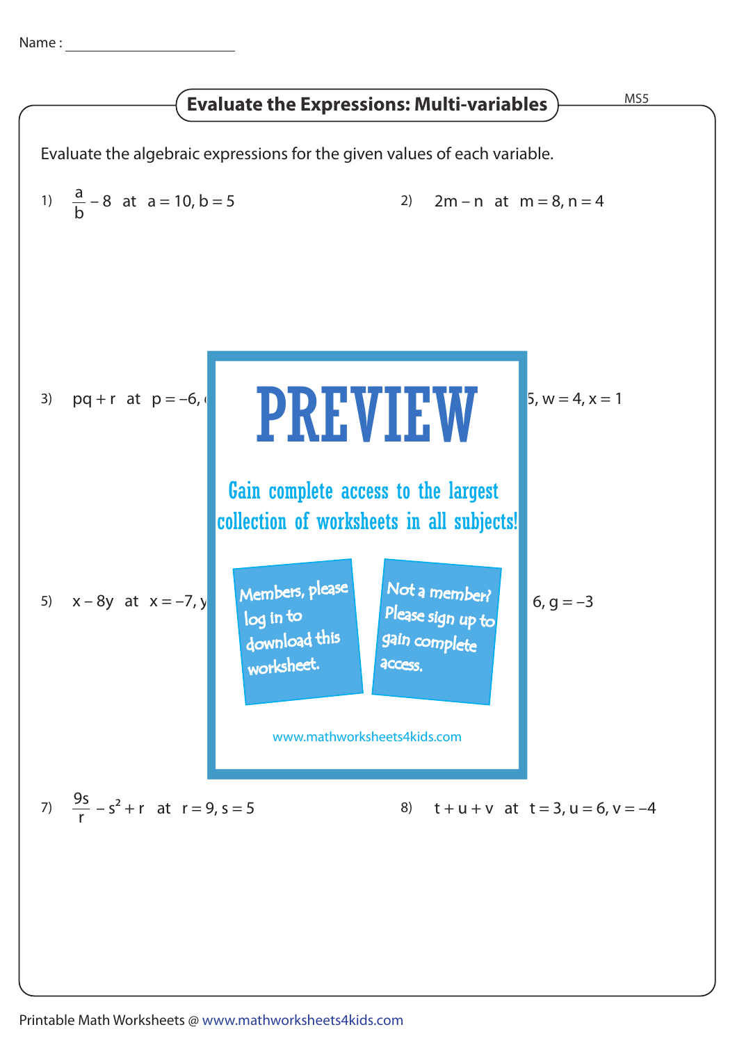Name : ______________________

## Evaluate the Expressions: Multi-variables

MS5

Evaluate the algebraic expressions for the given values of each variable.

1) $\frac{a}{b} - 8$ at $a = 10, b = 5$

2) $2m - n$ at $m = 8, n = 4$

3) $pq + r$ at $p = -6,$ ...

... $5, w = 4, x = 1$

PREVIEW

Gain complete access to the largest collection of worksheets in all subjects!

Members, please log in to download this worksheet.

Not a member? Please sign up to gain complete access.

www.mathworksheets4kids.com

5) $x - 8y$ at $x = -7, y$ ...

... $6, g = -3$

7) $\frac{9s}{r} - s^2 + r$ at $r = 9, s = 5$

8) $t + u + v$ at $t = 3, u = 6, v = -4$

Printable Math Worksheets @ www.mathworksheets4kids.com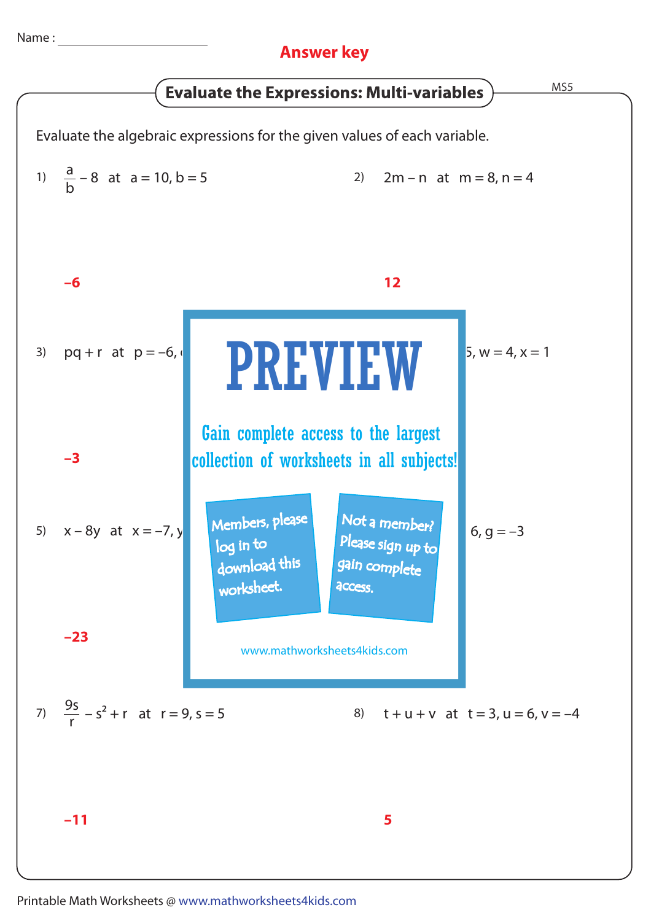Name : ______________________

**Answer key**

## Evaluate the Expressions: Multi-variables

MS5

Evaluate the algebraic expressions for the given values of each variable.

1) $\frac{a}{b} - 8$ at $a = 10, b = 5$

**−6**

2) $2m - n$ at $m = 8, n = 4$

**12**

3) $pq + r$ at $p = -6,$ (

5, w = 4, x = 1

**−3**

PREVIEW

Gain complete access to the largest collection of worksheets in all subjects!

Members, please log in to download this worksheet.

Not a member? Please sign up to gain complete access.

www.mathworksheets4kids.com

5) $x - 8y$ at $x = -7, y$

6, g = −3

**−23**

7) $\frac{9s}{r} - s^2 + r$ at $r = 9, s = 5$

**−11**

8) $t + u + v$ at $t = 3, u = 6, v = -4$

**5**

Printable Math Worksheets @ www.mathworksheets4kids.com